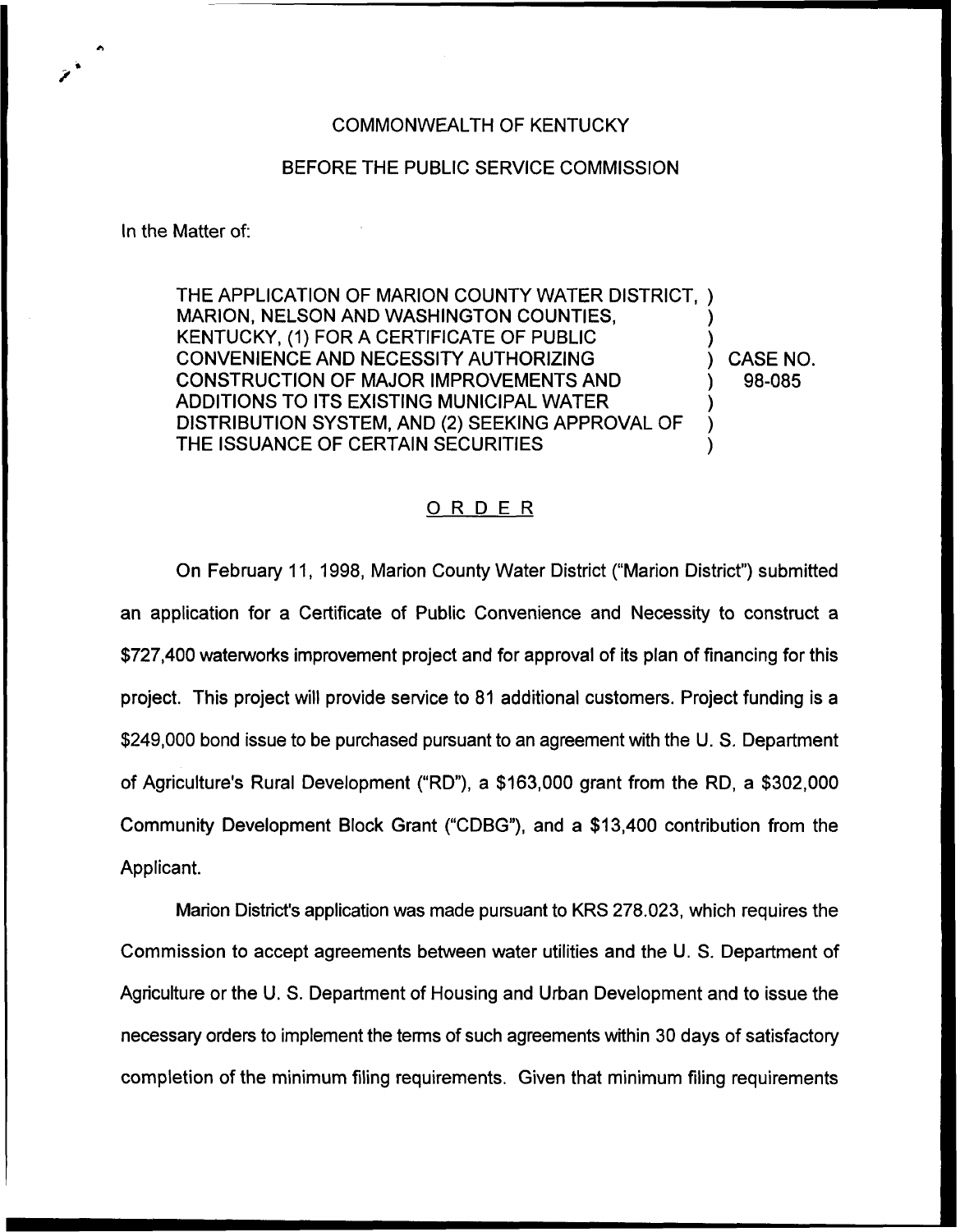COMMONWEALTH OF KENTUCKY

BEFORE THE PUBLIC SERVICE COMMISSION

In the Matter of:

THE APPLICATION OF MARION COUNTY WATER DISTRICT, MARION, NELSON AND WASHINGTON COUNTIES, KENTUCKY, (1) FOR A CERTIFICATE OF PUBLIC CONVENIENCE AND NECESSITY AUTHORIZING CONSTRUCTION OF MAJOR IMPROVEMENTS AND ADDITIONS TO ITS EXISTING MUNICIPAL WATER DISTRIBUTION SYSTEM, AND (2) SEEKING APPROVAL OF THE ISSUANCE OF CERTAIN SECURITIES

) CASE NO. 98-085

## ORDER

On February 11, 1998, Marion County Water District ("Marion District") submitted an application for a Certificate of Public Convenience and Necessity to construct a $727,400 waterworks improvement project and for approval of its plan of financing for this project. This project will provide service to 81 additional customers. Project funding is a $249,000 bond issue to be purchased pursuant to an agreement with the U. S. Department of Agriculture's Rural Development ("RD"), a $163,000 grant from the RD, a $302,000 Community Development Block Grant ("CDBG"), and a $13,400 contribution from the Applicant.

Marion District's application was made pursuant to KRS 278.023, which requires the Commission to accept agreements between water utilities and the U. S. Department of Agriculture or the U. S. Department of Housing and Urban Development and to issue the necessary orders to implement the terms of such agreements within 30 days of satisfactory completion of the minimum filing requirements. Given that minimum filing requirements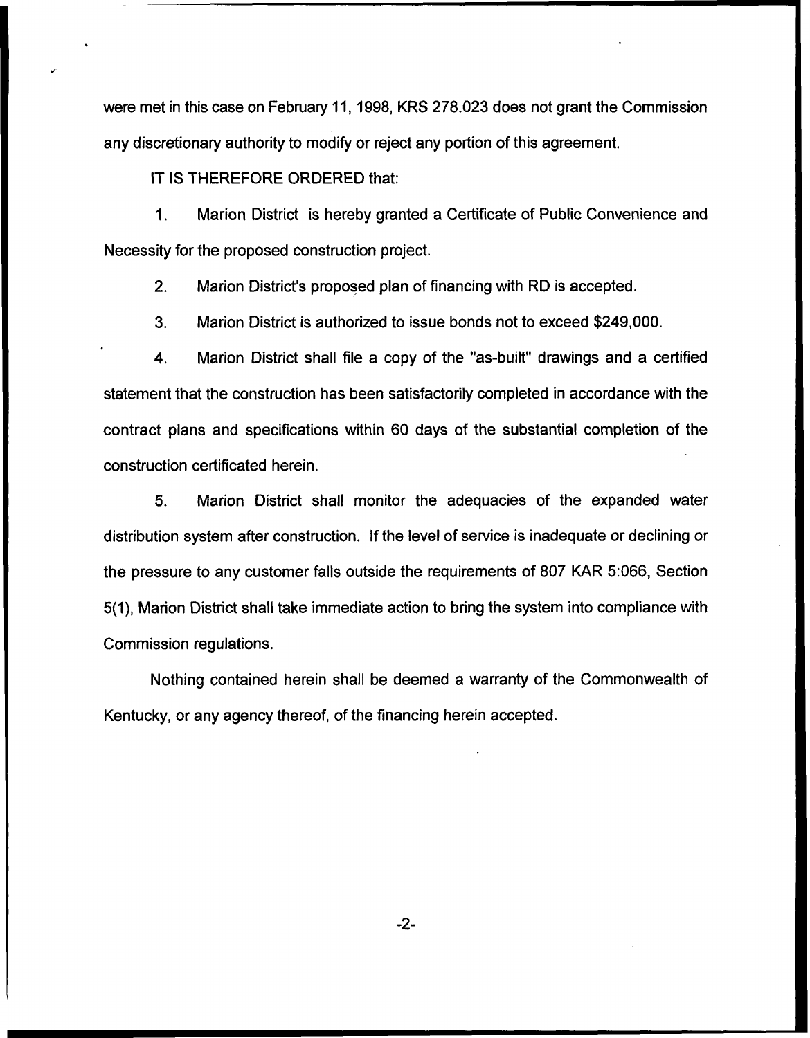were met in this case on February 11, 1998, KRS 278.023 does not grant the Commission any discretionary authority to modify or reject any portion of this agreement.

IT IS THEREFORE ORDERED that:

1. Marion District is hereby granted a Certificate of Public Convenience and Necessity for the proposed construction project.

2. Marion District's proposed plan of financing with RD is accepted.

3. Marion District is authorized to issue bonds not to exceed $249,000.

4. Marion District shall file a copy of the "as-built" drawings and a certified statement that the construction has been satisfactorily completed in accordance with the contract plans and specifications within 60 days of the substantial completion of the construction certificated herein.

5. Marion District shall monitor the adequacies of the expanded water distribution system after construction. If the level of service is inadequate or declining or the pressure to any customer falls outside the requirements of 807 KAR 5:066, Section 5(1), Marion District shall take immediate action to bring the system into compliance with Commission regulations.

Nothing contained herein shall be deemed a warranty of the Commonwealth of Kentucky, or any agency thereof, of the financing herein accepted.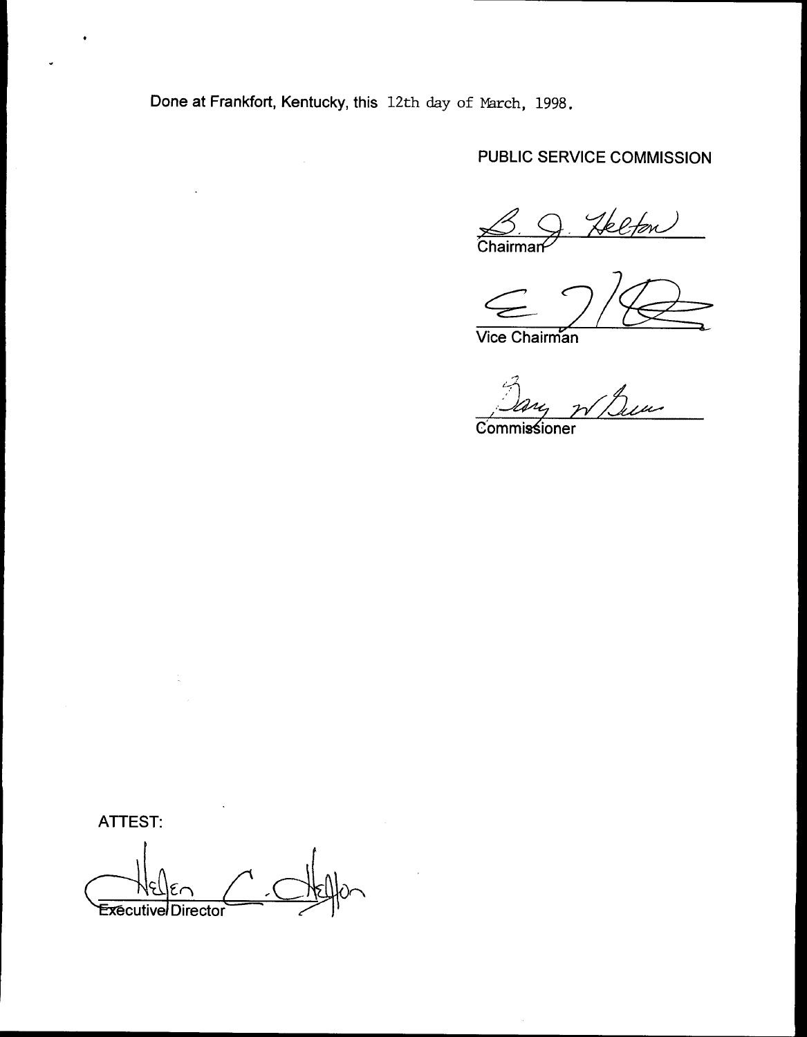Done at Frankfort, Kentucky, this 12th day of March, 1998.

PUBLIC SERVICE COMMISSION

Chairman

Vice Chairman

Commissioner

ATTEST:

Executive Director